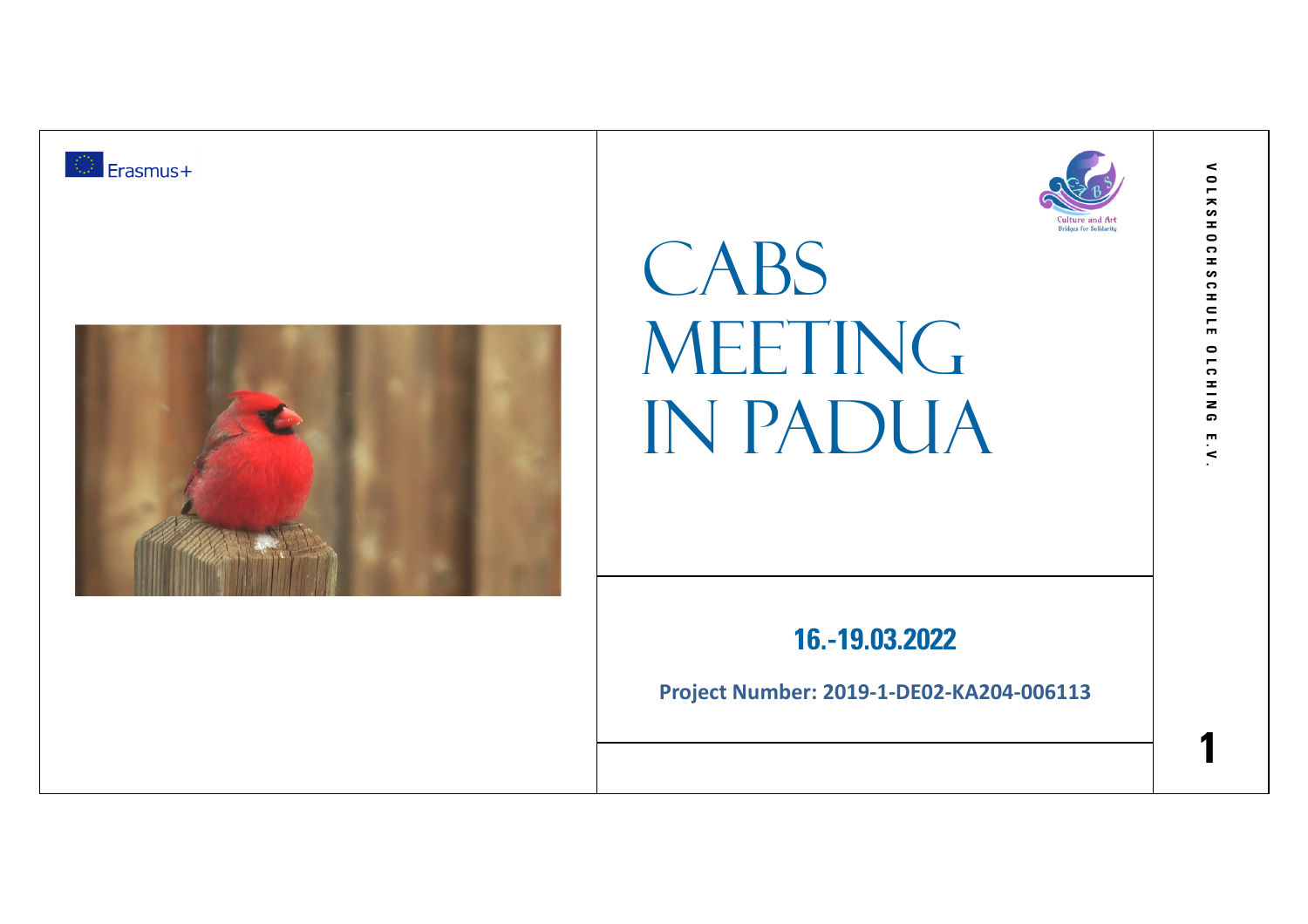Erasmus+

Culture and Art
Bridges for Solidarity

# CABS MEETING IN PADUA

**16.-19.03.2022**

**Project Number: 2019-1-DE02-KA204-006113**

VOLKSHOCHSCHULE OLCHING E.V.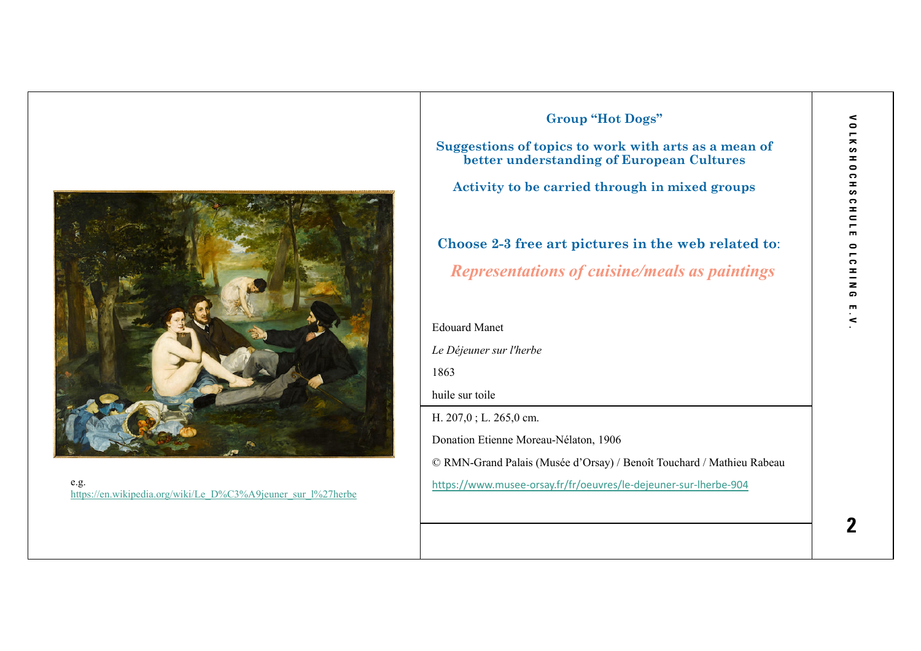## Group “Hot Dogs”

**Suggestions of topics to work with arts as a mean of better understanding of European Cultures**

**Activity to be carried through in mixed groups**

**Choose 2-3 free art pictures in the web related to**:

***Representations of cuisine/meals as paintings***

Edouard Manet

*Le Déjeuner sur l'herbe*

1863

huile sur toile

H. 207,0 ; L. 265,0 cm.

Donation Etienne Moreau-Nélaton, 1906

© RMN-Grand Palais (Musée d’Orsay) / Benoît Touchard / Mathieu Rabeau

https://www.musee-orsay.fr/fr/oeuvres/le-dejeuner-sur-lherbe-904

e.g.
https://en.wikipedia.org/wiki/Le_D%C3%A9jeuner_sur_l%27herbe

VOLKSHOCHSCHULE OLCHING E.V.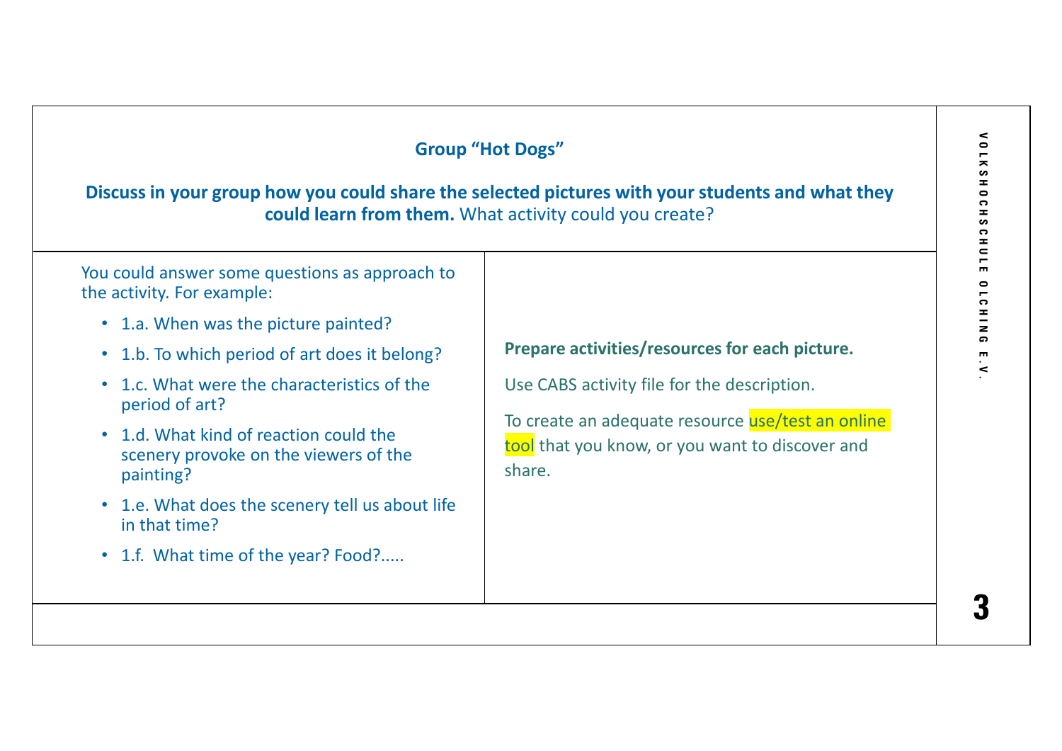**Group "Hot Dogs"**

**Discuss in your group how you could share the selected pictures with your students and what they could learn from them.** What activity could you create?

You could answer some questions as approach to the activity. For example:

- 1.a. When was the picture painted?
- 1.b. To which period of art does it belong?
- 1.c. What were the characteristics of the period of art?
- 1.d. What kind of reaction could the scenery provoke on the viewers of the painting?
- 1.e. What does the scenery tell us about life in that time?
- 1.f. What time of the year? Food?.....

**Prepare activities/resources for each picture.**

Use CABS activity file for the description.

To create an adequate resource use/test an online tool that you know, or you want to discover and share.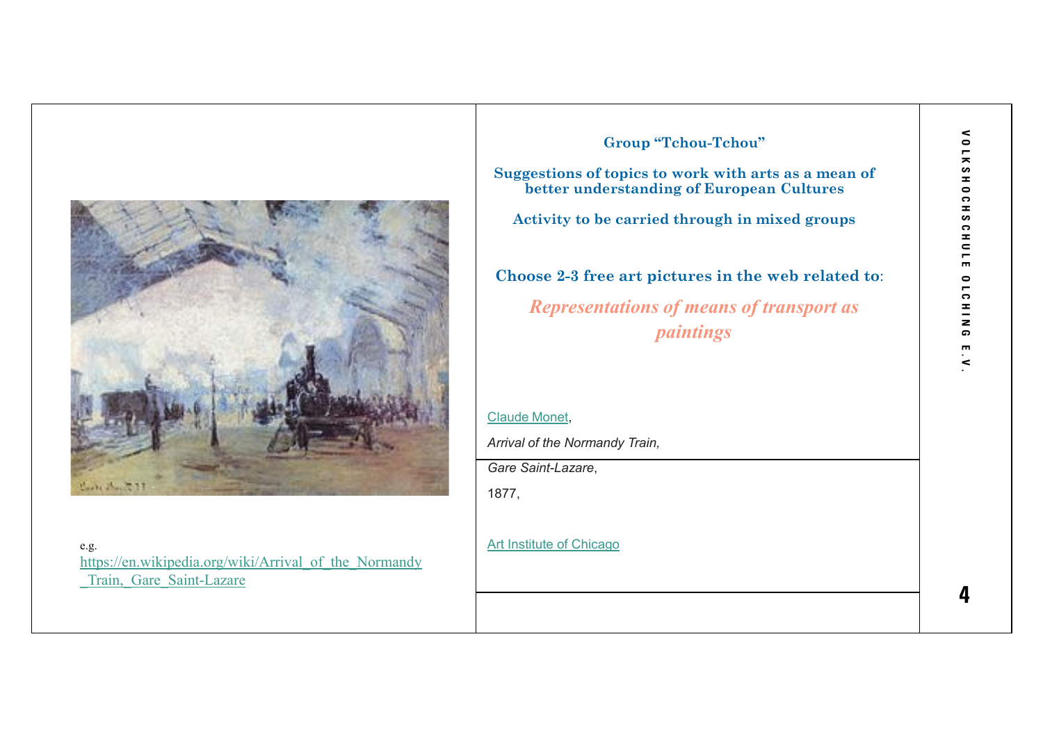**Group "Tchou-Tchou"**

**Suggestions of topics to work with arts as a mean of better understanding of European Cultures**

**Activity to be carried through in mixed groups**

**Choose 2-3 free art pictures in the web related to**:

***Representations of means of transport as paintings***

e.g.
https://en.wikipedia.org/wiki/Arrival_of_the_Normandy_Train,_Gare_Saint-Lazare

Claude Monet,

*Arrival of the Normandy Train,*

*Gare Saint-Lazare*,

1877,

Art Institute of Chicago

VOLKSHOCHSCHULE OLCHING E.V.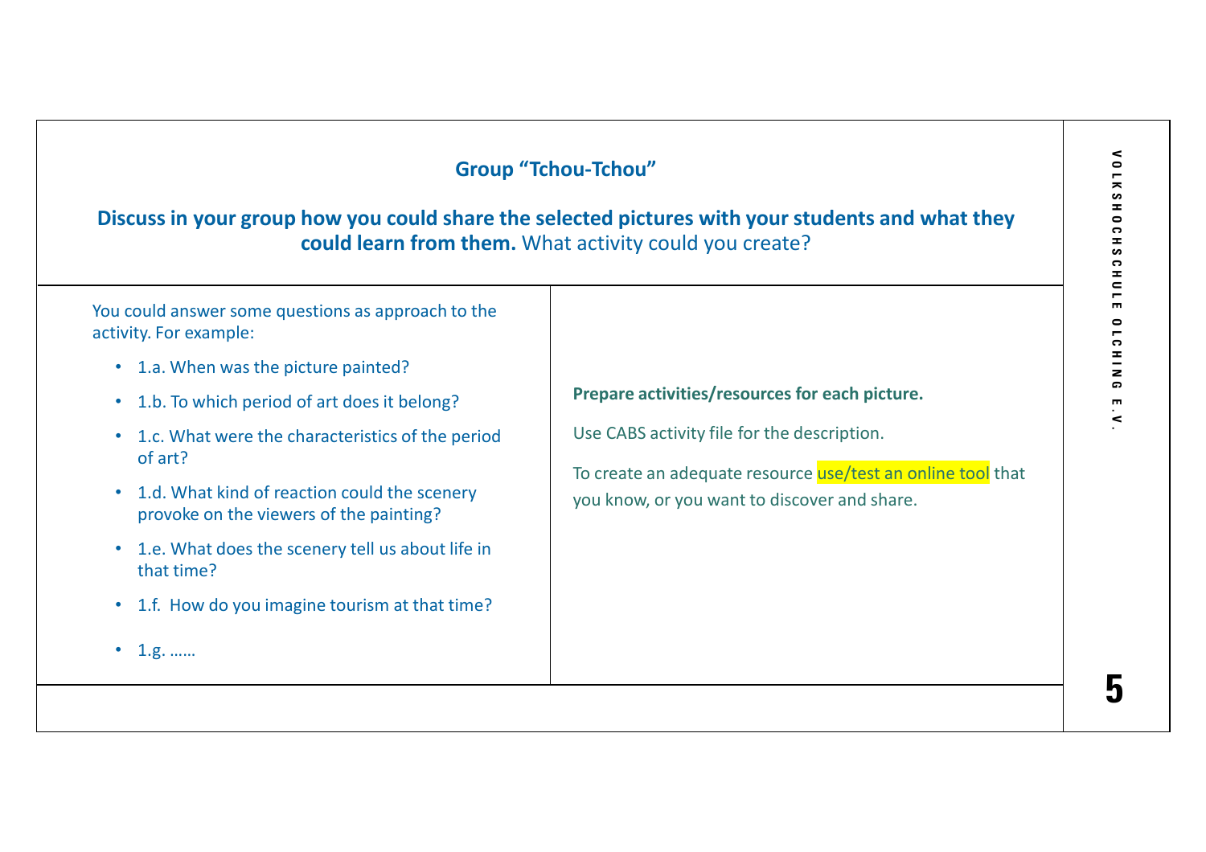## Group "Tchou-Tchou"

**Discuss in your group how you could share the selected pictures with your students and what they could learn from them.** What activity could you create?

You could answer some questions as approach to the activity. For example:

- 1.a. When was the picture painted?
- 1.b. To which period of art does it belong?
- 1.c. What were the characteristics of the period of art?
- 1.d. What kind of reaction could the scenery provoke on the viewers of the painting?
- 1.e. What does the scenery tell us about life in that time?
- 1.f. How do you imagine tourism at that time?
- 1.g. ……

**Prepare activities/resources for each picture.**

Use CABS activity file for the description.

To create an adequate resource use/test an online tool that you know, or you want to discover and share.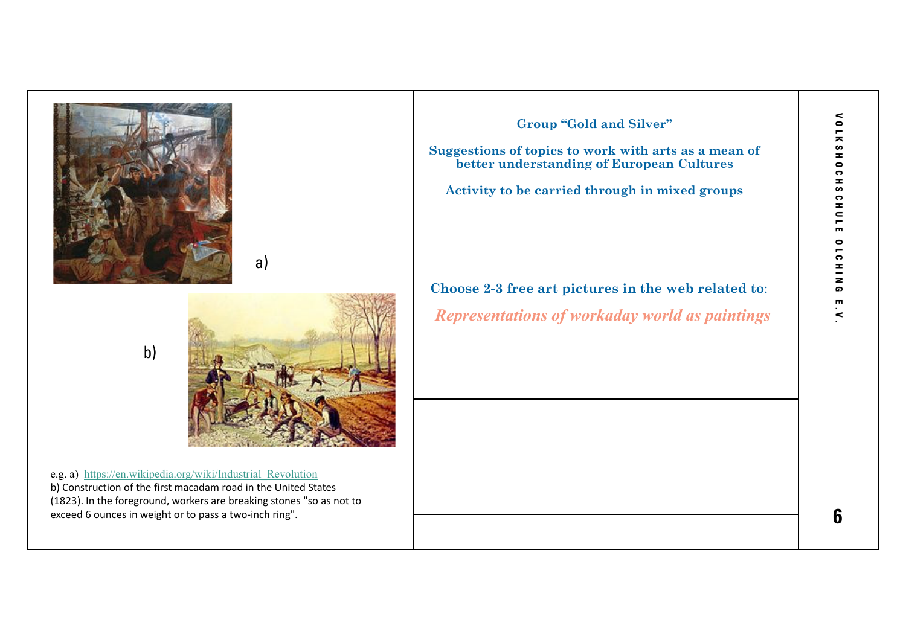a)

b)

e.g. a) https://en.wikipedia.org/wiki/Industrial_Revolution
b) Construction of the first macadam road in the United States (1823). In the foreground, workers are breaking stones "so as not to exceed 6 ounces in weight or to pass a two-inch ring".

**Group "Gold and Silver"**

**Suggestions of topics to work with arts as a mean of better understanding of European Cultures**

**Activity to be carried through in mixed groups**

**Choose 2-3 free art pictures in the web related to**:

***Representations of workaday world as paintings***

VOLKSHOCHSCHULE OLCHING E.V.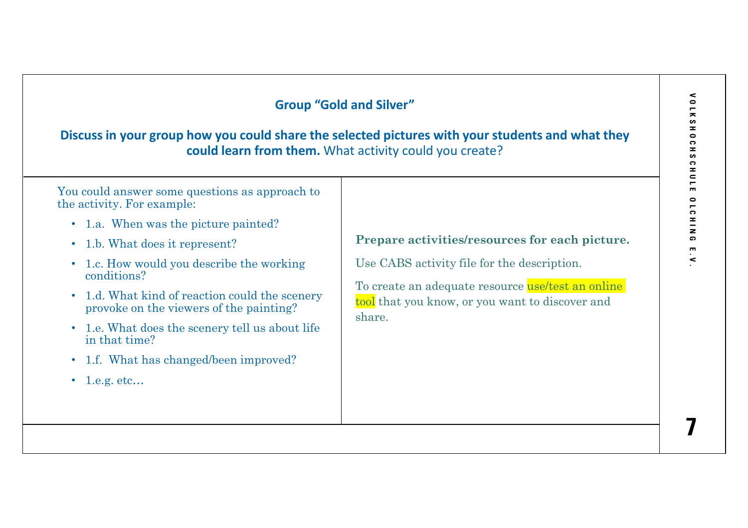## Group "Gold and Silver"

**Discuss in your group how you could share the selected pictures with your students and what they could learn from them.** What activity could you create?

You could answer some questions as approach to the activity. For example:

- 1.a. When was the picture painted?
- 1.b. What does it represent?
- 1.c. How would you describe the working conditions?
- 1.d. What kind of reaction could the scenery provoke on the viewers of the painting?
- 1.e. What does the scenery tell us about life in that time?
- 1.f. What has changed/been improved?
- 1.e.g. etc…

**Prepare activities/resources for each picture.**

Use CABS activity file for the description.

To create an adequate resource use/test an online tool that you know, or you want to discover and share.

VOLKSHOCHSCHULE OLCHING E.V.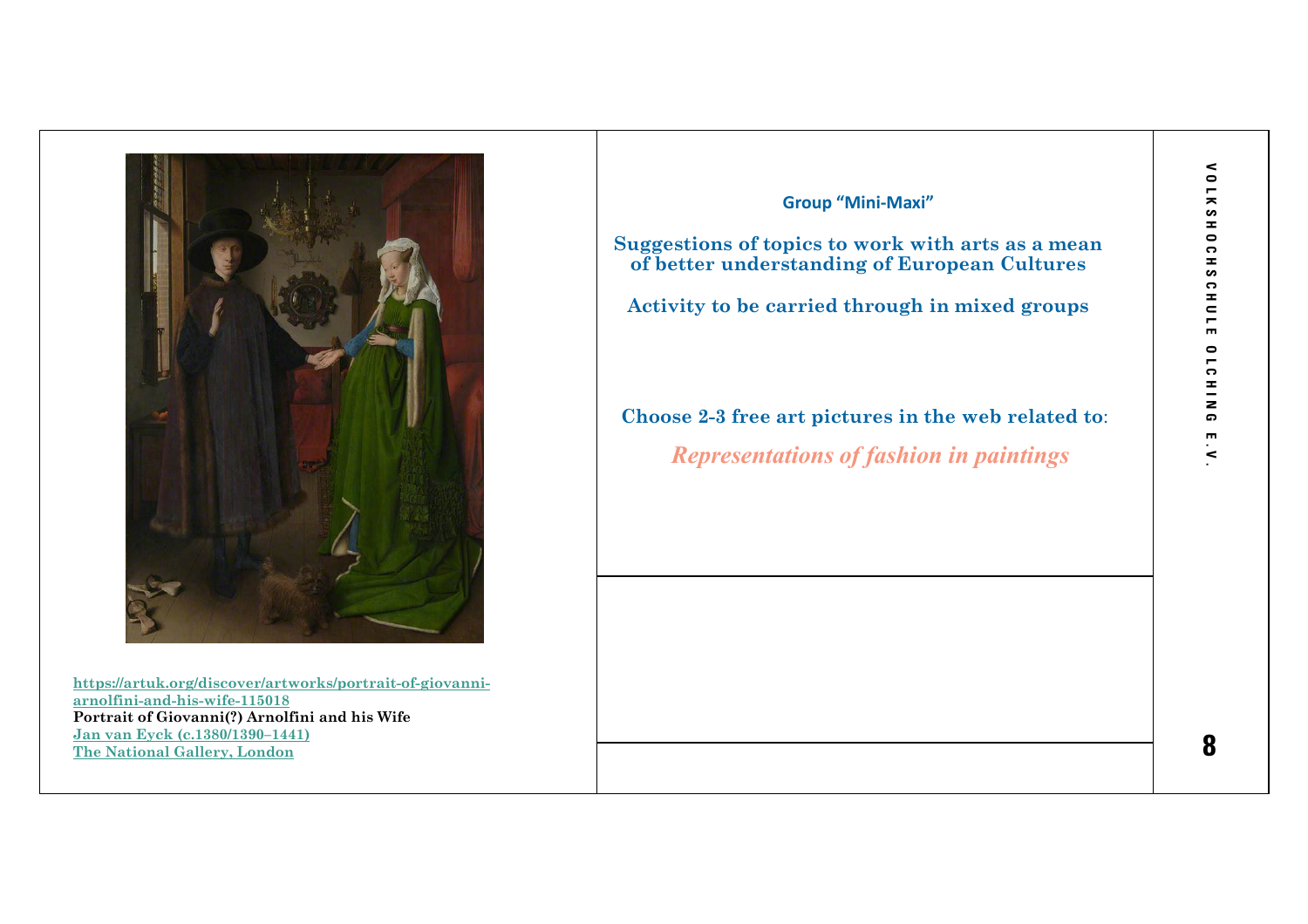https://artuk.org/discover/artworks/portrait-of-giovanni-arnolfini-and-his-wife-115018

**Portrait of Giovanni(?) Arnolfini and his Wife**

Jan van Eyck (c.1380/1390–1441)

The National Gallery, London

**Group "Mini-Maxi"**

**Suggestions of topics to work with arts as a mean of better understanding of European Cultures**

**Activity to be carried through in mixed groups**

**Choose 2-3 free art pictures in the web related to**:

***Representations of fashion in paintings***

VOLKSHOCHSCHULE OLCHING E.V.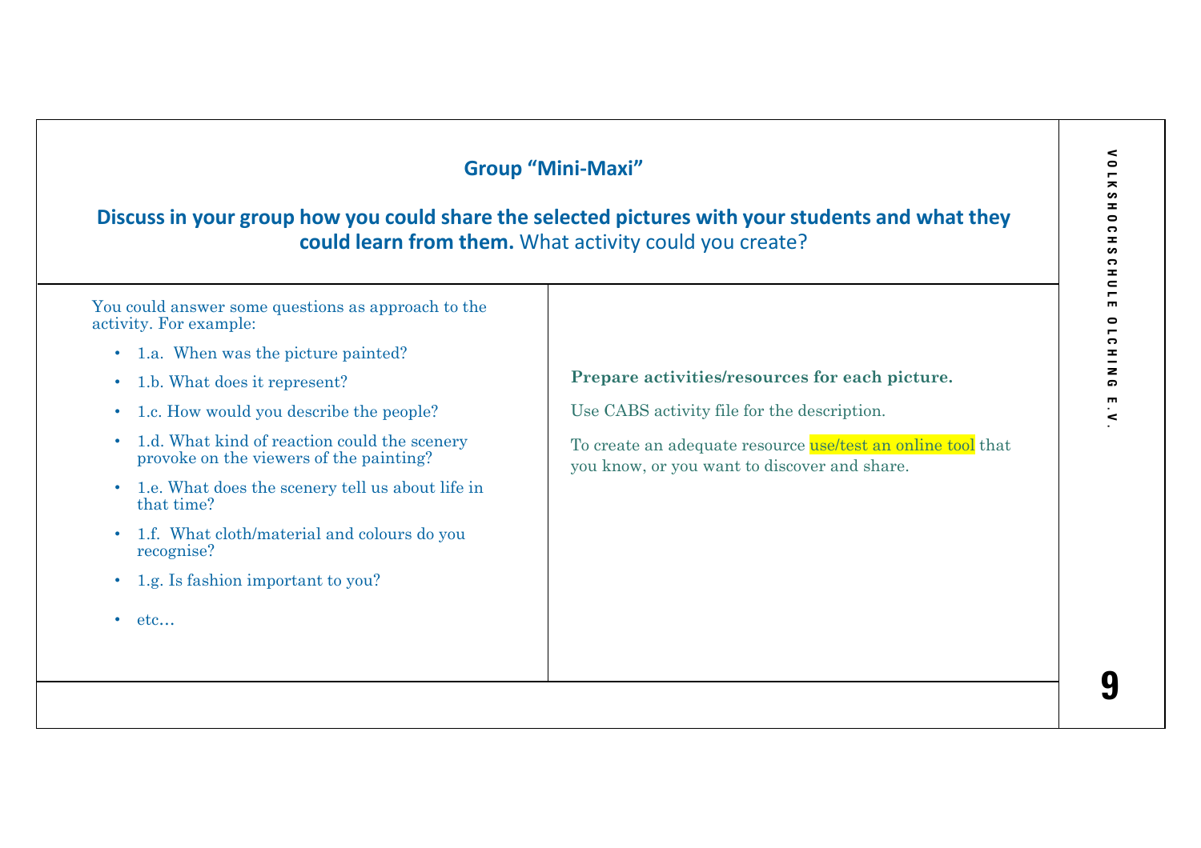## Group "Mini-Maxi"

**Discuss in your group how you could share the selected pictures with your students and what they could learn from them.** What activity could you create?

You could answer some questions as approach to the activity. For example:

- 1.a. When was the picture painted?
- 1.b. What does it represent?
- 1.c. How would you describe the people?
- 1.d. What kind of reaction could the scenery provoke on the viewers of the painting?
- 1.e. What does the scenery tell us about life in that time?
- 1.f. What cloth/material and colours do you recognise?
- 1.g. Is fashion important to you?
- etc…

**Prepare activities/resources for each picture.**

Use CABS activity file for the description.

To create an adequate resource use/test an online tool that you know, or you want to discover and share.

VOLKSHOCHSCHULE OLCHING E.V.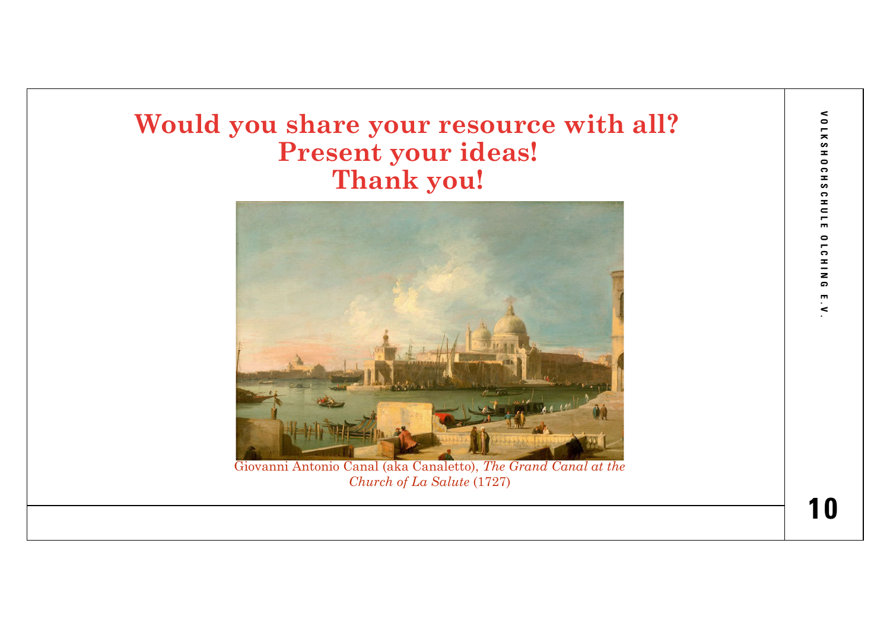**Would you share your resource with all?**
**Present your ideas!**
**Thank you!**

Giovanni Antonio Canal (aka Canaletto), *The Grand Canal at the Church of La Salute* (1727)